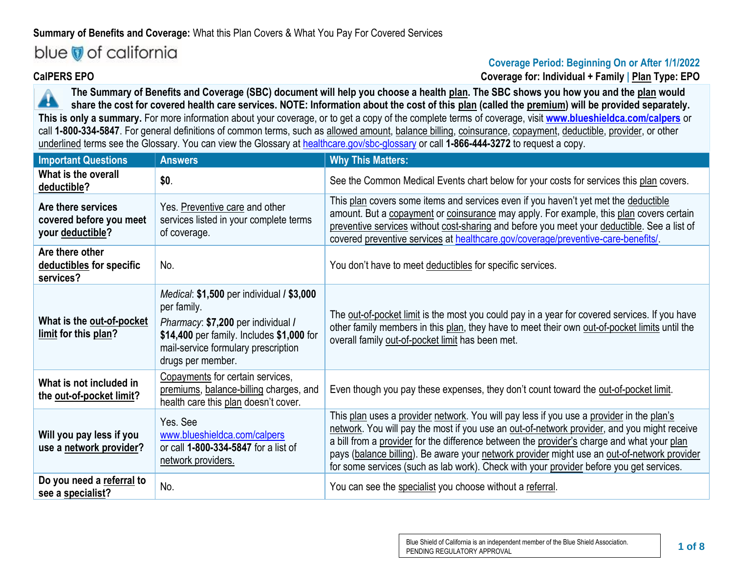**Summary of Benefits and Coverage:** What this Plan Covers & What You Pay For Covered Services

blue of california

**Coverage Period: Beginning On or After 1/1/2022**

**CalPERS EPO**

**Coverage for: Individual + Family | Plan Type: EPO**

**The Summary of Benefits and Coverage (SBC) document will help you choose a health plan. The SBC shows you how you and the plan would share the cost for covered health care services. NOTE: Information about the cost of this plan (called the premium) will be provided separately.**
**This is only a summary.** For more information about your coverage, or to get a copy of the complete terms of coverage, visit **www.blueshieldca.com/calpers** or call **1-800-334-5847**. For general definitions of common terms, such as allowed amount, balance billing, coinsurance, copayment, deductible, provider, or other underlined terms see the Glossary. You can view the Glossary at healthcare.gov/sbc-glossary or call **1-866-444-3272** to request a copy.

| Important Questions | Answers | Why This Matters: |
|---|---|---|
| **What is the overall deductible?** | **$0**. | See the Common Medical Events chart below for your costs for services this plan covers. |
| **Are there services covered before you meet your deductible?** | Yes. Preventive care and other services listed in your complete terms of coverage. | This plan covers some items and services even if you haven't yet met the deductible amount. But a copayment or coinsurance may apply. For example, this plan covers certain preventive services without cost-sharing and before you meet your deductible. See a list of covered preventive services at healthcare.gov/coverage/preventive-care-benefits/. |
| **Are there other deductibles for specific services?** | No. | You don't have to meet deductibles for specific services. |
| **What is the out-of-pocket limit for this plan?** | *Medical*: **$1,500** per individual **/ $3,000** per family. *Pharmacy*: **$7,200** per individual / **$14,400** per family. Includes **$1,000** for mail-service formulary prescription drugs per member. | The out-of-pocket limit is the most you could pay in a year for covered services. If you have other family members in this plan, they have to meet their own out-of-pocket limits until the overall family out-of-pocket limit has been met. |
| **What is not included in the out-of-pocket limit?** | Copayments for certain services, premiums, balance-billing charges, and health care this plan doesn't cover. | Even though you pay these expenses, they don't count toward the out-of-pocket limit. |
| **Will you pay less if you use a network provider?** | Yes. See www.blueshieldca.com/calpers or call **1-800-334-5847** for a list of network providers. | This plan uses a provider network. You will pay less if you use a provider in the plan's network. You will pay the most if you use an out-of-network provider, and you might receive a bill from a provider for the difference between the provider's charge and what your plan pays (balance billing). Be aware your network provider might use an out-of-network provider for some services (such as lab work). Check with your provider before you get services. |
| **Do you need a referral to see a specialist?** | No. | You can see the specialist you choose without a referral. |

Blue Shield of California is an independent member of the Blue Shield Association.
PENDING REGULATORY APPROVAL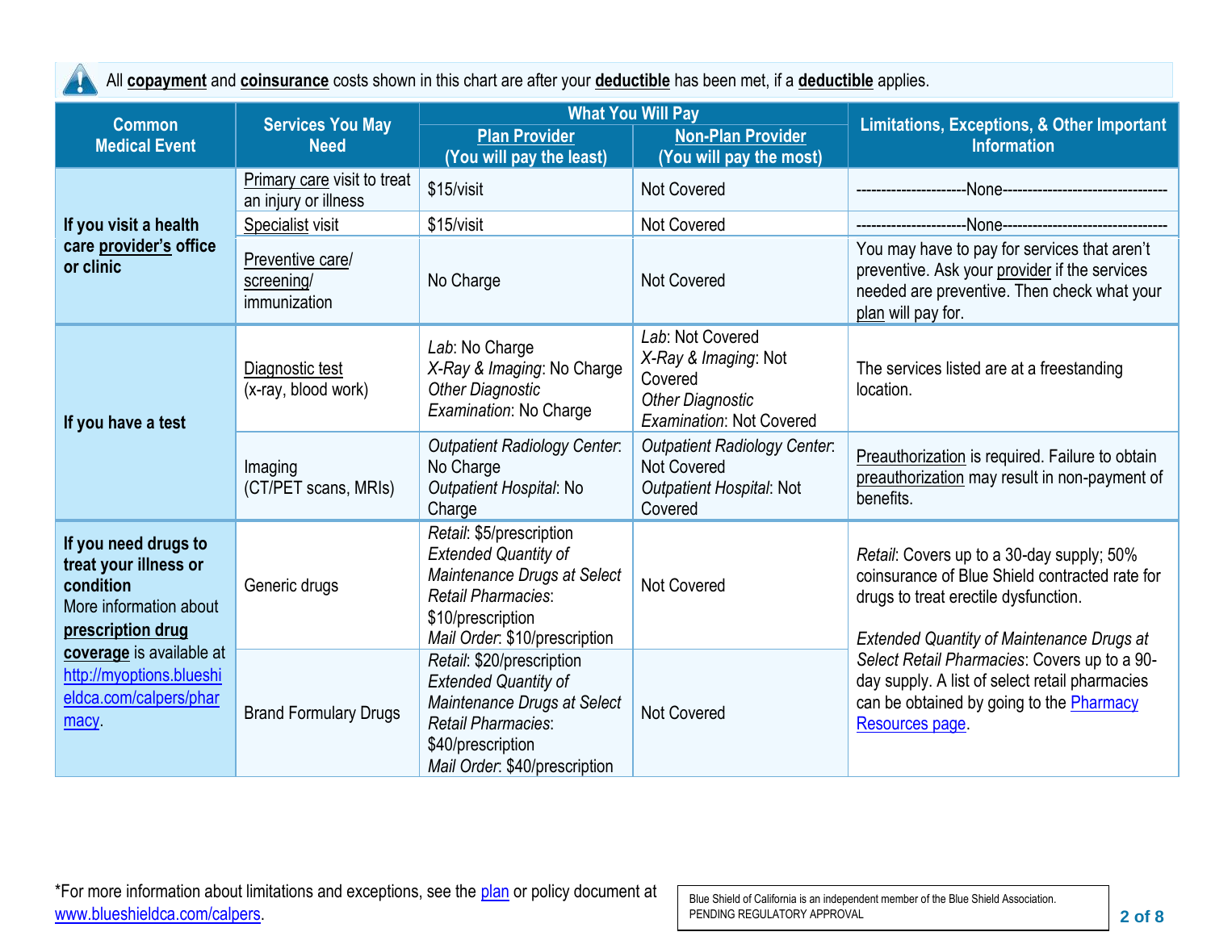All **copayment** and **coinsurance** costs shown in this chart are after your **deductible** has been met, if a **deductible** applies.

| Common Medical Event | Services You May Need | What You Will Pay | | Limitations, Exceptions, & Other Important Information |
|---|---|---|---|---|
| | | Plan Provider (You will pay the least) | Non-Plan Provider (You will pay the most) | |
| **If you visit a health care provider's office or clinic** | Primary care visit to treat an injury or illness | $15/visit | Not Covered | ---------------------None--------------------------------- |
| | Specialist visit | $15/visit | Not Covered | ---------------------None--------------------------------- |
| | Preventive care/ screening/ immunization | No Charge | Not Covered | You may have to pay for services that aren't preventive. Ask your provider if the services needed are preventive. Then check what your plan will pay for. |
| **If you have a test** | Diagnostic test (x-ray, blood work) | *Lab*: No Charge<br>*X-Ray & Imaging*: No Charge<br>*Other Diagnostic Examination*: No Charge | *Lab*: Not Covered<br>*X-Ray & Imaging*: Not Covered<br>*Other Diagnostic Examination*: Not Covered | The services listed are at a freestanding location. |
| | Imaging (CT/PET scans, MRIs) | *Outpatient Radiology Center*: No Charge<br>*Outpatient Hospital*: No Charge | *Outpatient Radiology Center*: Not Covered<br>*Outpatient Hospital*: Not Covered | Preauthorization is required. Failure to obtain preauthorization may result in non-payment of benefits. |
| **If you need drugs to treat your illness or condition**<br>More information about **prescription drug coverage** is available at http://myoptions.blueshieldca.com/calpers/pharmacy. | Generic drugs | *Retail*: $5/prescription<br>*Extended Quantity of Maintenance Drugs at Select Retail Pharmacies*: $10/prescription<br>*Mail Order*: $10/prescription | Not Covered | *Retail*: Covers up to a 30-day supply; 50% coinsurance of Blue Shield contracted rate for drugs to treat erectile dysfunction.<br><br>*Extended Quantity of Maintenance Drugs at Select Retail Pharmacies*: Covers up to a 90-day supply. A list of select retail pharmacies can be obtained by going to the Pharmacy Resources page. |
| | Brand Formulary Drugs | *Retail*: $20/prescription<br>*Extended Quantity of Maintenance Drugs at Select Retail Pharmacies*: $40/prescription<br>*Mail Order*: $40/prescription | Not Covered | |

*For more information about limitations and exceptions, see the plan or policy document at www.blueshieldca.com/calpers.

Blue Shield of California is an independent member of the Blue Shield Association.
PENDING REGULATORY APPROVAL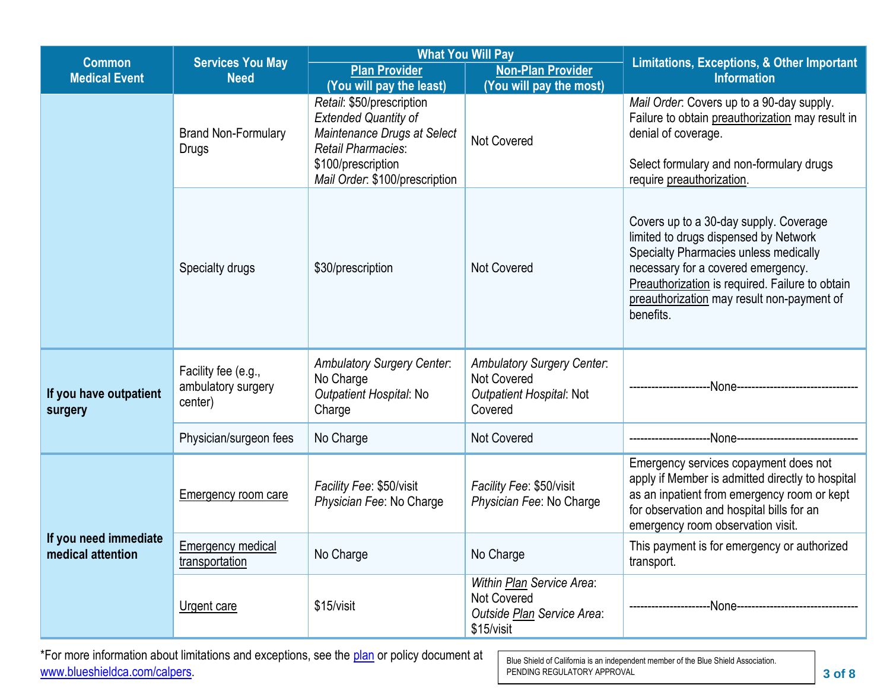| Common Medical Event | Services You May Need | What You Will Pay | | Limitations, Exceptions, & Other Important Information |
|---|---|---|---|---|
| | | Plan Provider (You will pay the least) | Non-Plan Provider (You will pay the most) | |
| | Brand Non-Formulary Drugs | *Retail*: $50/prescription *Extended Quantity of Maintenance Drugs at Select Retail Pharmacies*: $100/prescription *Mail Order*: $100/prescription | Not Covered | *Mail Order*: Covers up to a 90-day supply. Failure to obtain preauthorization may result in denial of coverage. Select formulary and non-formulary drugs require preauthorization. |
| | Specialty drugs | $30/prescription | Not Covered | Covers up to a 30-day supply. Coverage limited to drugs dispensed by Network Specialty Pharmacies unless medically necessary for a covered emergency. Preauthorization is required. Failure to obtain preauthorization may result non-payment of benefits. |
| **If you have outpatient surgery** | Facility fee (e.g., ambulatory surgery center) | *Ambulatory Surgery Center*: No Charge *Outpatient Hospital*: No Charge | *Ambulatory Surgery Center*: Not Covered *Outpatient Hospital*: Not Covered | ---------------------None--------------------------------- |
| | Physician/surgeon fees | No Charge | Not Covered | ---------------------None--------------------------------- |
| **If you need immediate medical attention** | Emergency room care | *Facility Fee*: $50/visit *Physician Fee*: No Charge | *Facility Fee*: $50/visit *Physician Fee*: No Charge | Emergency services copayment does not apply if Member is admitted directly to hospital as an inpatient from emergency room or kept for observation and hospital bills for an emergency room observation visit. |
| | Emergency medical transportation | No Charge | No Charge | This payment is for emergency or authorized transport. |
| | Urgent care | $15/visit | *Within Plan Service Area*: Not Covered *Outside Plan Service Area*: $15/visit | ---------------------None--------------------------------- |

*For more information about limitations and exceptions, see the plan or policy document at www.blueshieldca.com/calpers.

Blue Shield of California is an independent member of the Blue Shield Association.
PENDING REGULATORY APPROVAL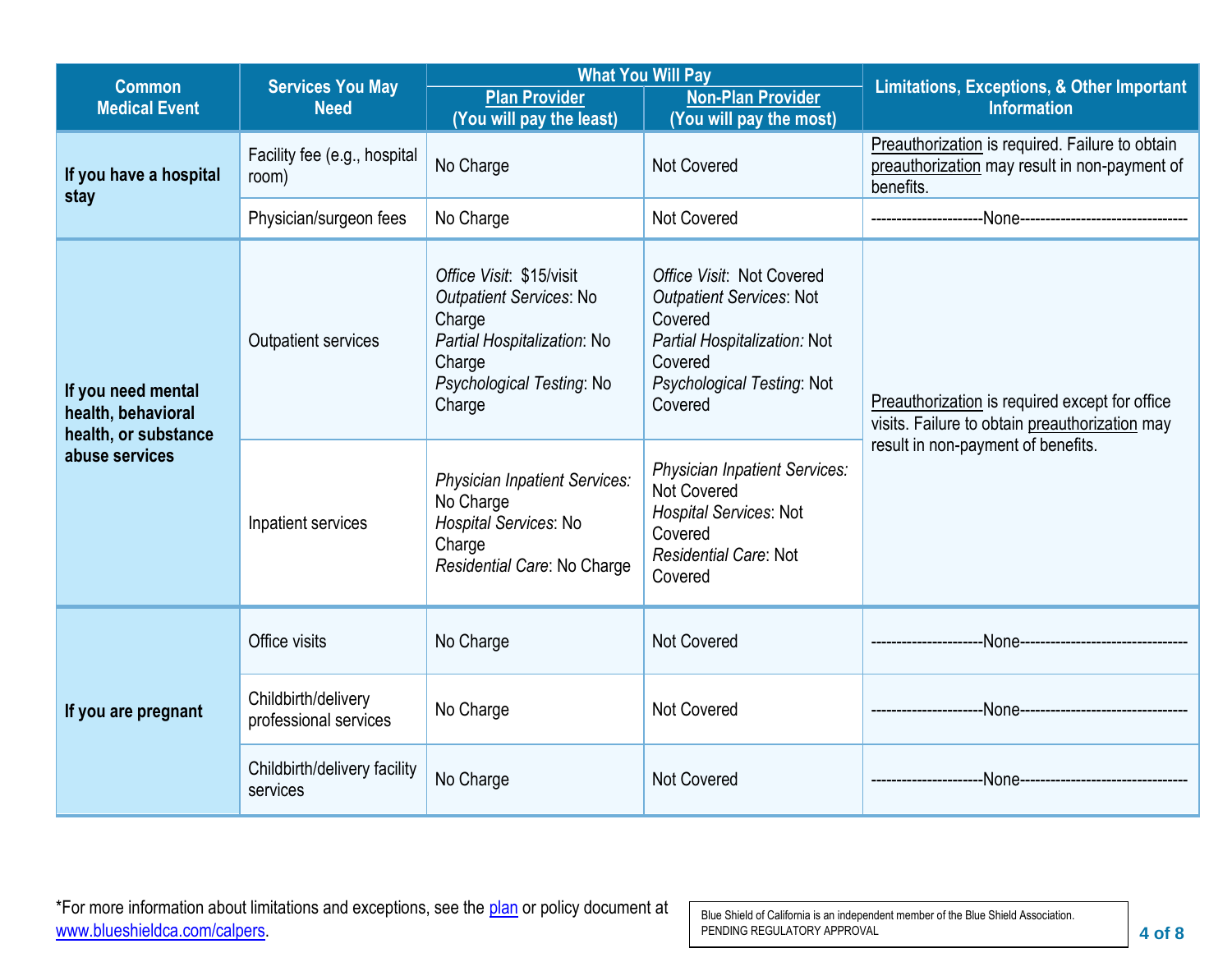| Common Medical Event | Services You May Need | What You Will Pay | | Limitations, Exceptions, & Other Important Information |
|---|---|---|---|---|
| | | Plan Provider (You will pay the least) | Non-Plan Provider (You will pay the most) | |
| **If you have a hospital stay** | Facility fee (e.g., hospital room) | No Charge | Not Covered | Preauthorization is required. Failure to obtain preauthorization may result in non-payment of benefits. |
| | Physician/surgeon fees | No Charge | Not Covered | ---------------------None-------------------------------- |
| **If you need mental health, behavioral health, or substance abuse services** | Outpatient services | *Office Visit*: $15/visit<br>*Outpatient Services*: No Charge<br>*Partial Hospitalization*: No Charge<br>*Psychological Testing*: No Charge | *Office Visit*: Not Covered<br>*Outpatient Services*: Not Covered<br>*Partial Hospitalization:* Not Covered<br>*Psychological Testing*: Not Covered | Preauthorization is required except for office visits. Failure to obtain preauthorization may result in non-payment of benefits. |
| | Inpatient services | *Physician Inpatient Services:* No Charge<br>*Hospital Services*: No Charge<br>*Residential Care*: No Charge | *Physician Inpatient Services:* Not Covered<br>*Hospital Services*: Not Covered<br>*Residential Care*: Not Covered | |
| **If you are pregnant** | Office visits | No Charge | Not Covered | ---------------------None-------------------------------- |
| | Childbirth/delivery professional services | No Charge | Not Covered | ---------------------None-------------------------------- |
| | Childbirth/delivery facility services | No Charge | Not Covered | ---------------------None-------------------------------- |

*For more information about limitations and exceptions, see the plan or policy document at www.blueshieldca.com/calpers.

Blue Shield of California is an independent member of the Blue Shield Association.
PENDING REGULATORY APPROVAL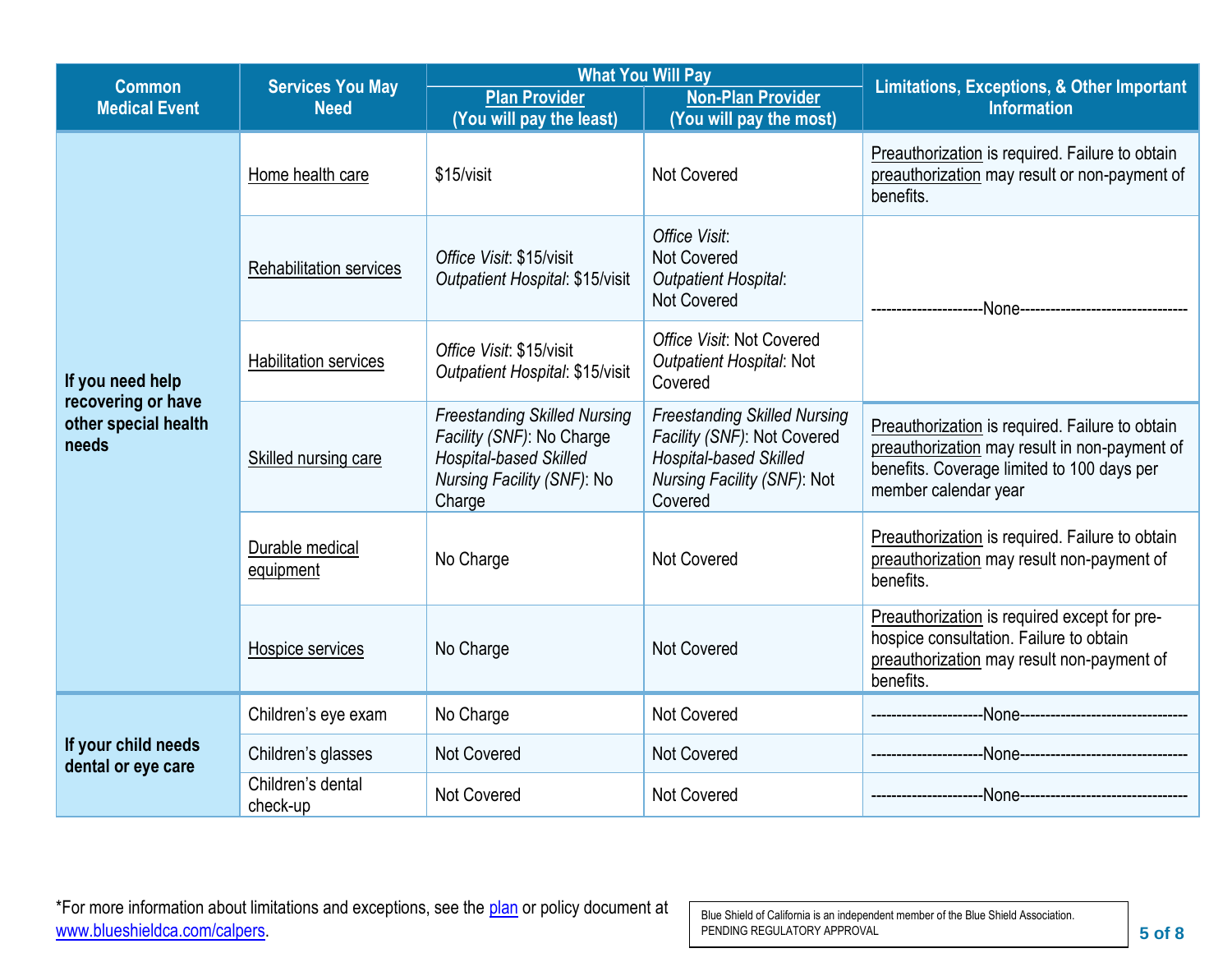| Common Medical Event | Services You May Need | What You Will Pay | | Limitations, Exceptions, & Other Important Information |
|---|---|---|---|---|
| | | Plan Provider (You will pay the least) | Non-Plan Provider (You will pay the most) | |
| If you need help recovering or have other special health needs | Home health care | $15/visit | Not Covered | Preauthorization is required. Failure to obtain preauthorization may result or non-payment of benefits. |
| | Rehabilitation services | *Office Visit*: $15/visit *Outpatient Hospital*: $15/visit | *Office Visit*: Not Covered *Outpatient Hospital*: Not Covered | ---------------------None-------------------------------- |
| | Habilitation services | *Office Visit*: $15/visit *Outpatient Hospital*: $15/visit | *Office Visit*: Not Covered *Outpatient Hospital*: Not Covered | |
| | Skilled nursing care | *Freestanding Skilled Nursing Facility (SNF)*: No Charge *Hospital-based Skilled Nursing Facility (SNF)*: No Charge | *Freestanding Skilled Nursing Facility (SNF)*: Not Covered *Hospital-based Skilled Nursing Facility (SNF)*: Not Covered | Preauthorization is required. Failure to obtain preauthorization may result in non-payment of benefits. Coverage limited to 100 days per member calendar year |
| | Durable medical equipment | No Charge | Not Covered | Preauthorization is required. Failure to obtain preauthorization may result non-payment of benefits. |
| | Hospice services | No Charge | Not Covered | Preauthorization is required except for pre-hospice consultation. Failure to obtain preauthorization may result non-payment of benefits. |
| If your child needs dental or eye care | Children's eye exam | No Charge | Not Covered | ---------------------None-------------------------------- |
| | Children's glasses | Not Covered | Not Covered | ---------------------None-------------------------------- |
| | Children's dental check-up | Not Covered | Not Covered | ---------------------None-------------------------------- |

*For more information about limitations and exceptions, see the plan or policy document at www.blueshieldca.com/calpers.

Blue Shield of California is an independent member of the Blue Shield Association.
PENDING REGULATORY APPROVAL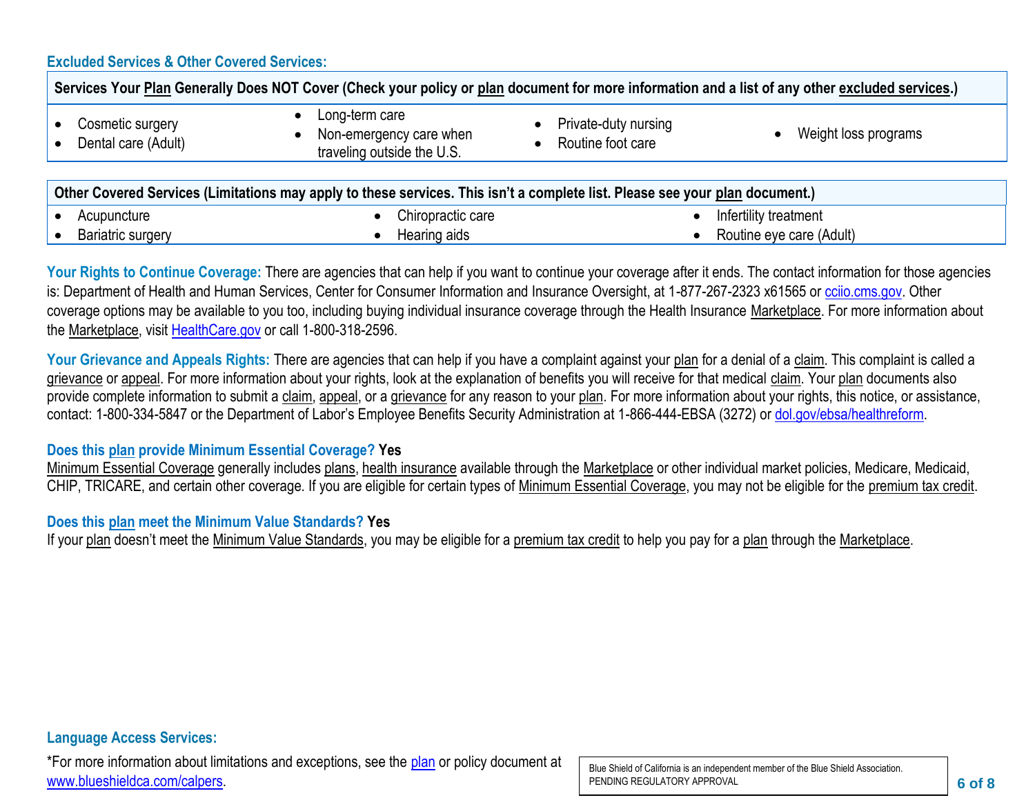### Excluded Services & Other Covered Services:

| Services Your Plan Generally Does NOT Cover (Check your policy or plan document for more information and a list of any other excluded services.) | | | |
|---|---|---|---|
| • Cosmetic surgery<br>• Dental care (Adult) | • Long-term care<br>• Non-emergency care when traveling outside the U.S. | • Private-duty nursing<br>• Routine foot care | • Weight loss programs |

| Other Covered Services (Limitations may apply to these services. This isn't a complete list. Please see your plan document.) | | |
|---|---|---|
| • Acupuncture<br>• Bariatric surgery | • Chiropractic care<br>• Hearing aids | • Infertility treatment<br>• Routine eye care (Adult) |

**Your Rights to Continue Coverage:** There are agencies that can help if you want to continue your coverage after it ends. The contact information for those agencies is: Department of Health and Human Services, Center for Consumer Information and Insurance Oversight, at 1-877-267-2323 x61565 or cciio.cms.gov. Other coverage options may be available to you too, including buying individual insurance coverage through the Health Insurance Marketplace. For more information about the Marketplace, visit HealthCare.gov or call 1-800-318-2596.

**Your Grievance and Appeals Rights:** There are agencies that can help if you have a complaint against your plan for a denial of a claim. This complaint is called a grievance or appeal. For more information about your rights, look at the explanation of benefits you will receive for that medical claim. Your plan documents also provide complete information to submit a claim, appeal, or a grievance for any reason to your plan. For more information about your rights, this notice, or assistance, contact: 1-800-334-5847 or the Department of Labor's Employee Benefits Security Administration at 1-866-444-EBSA (3272) or dol.gov/ebsa/healthreform.

**Does this plan provide Minimum Essential Coverage? Yes**

Minimum Essential Coverage generally includes plans, health insurance available through the Marketplace or other individual market policies, Medicare, Medicaid, CHIP, TRICARE, and certain other coverage. If you are eligible for certain types of Minimum Essential Coverage, you may not be eligible for the premium tax credit.

**Does this plan meet the Minimum Value Standards? Yes**

If your plan doesn't meet the Minimum Value Standards, you may be eligible for a premium tax credit to help you pay for a plan through the Marketplace.

**Language Access Services:**

*For more information about limitations and exceptions, see the plan or policy document at www.blueshieldca.com/calpers.

Blue Shield of California is an independent member of the Blue Shield Association.
PENDING REGULATORY APPROVAL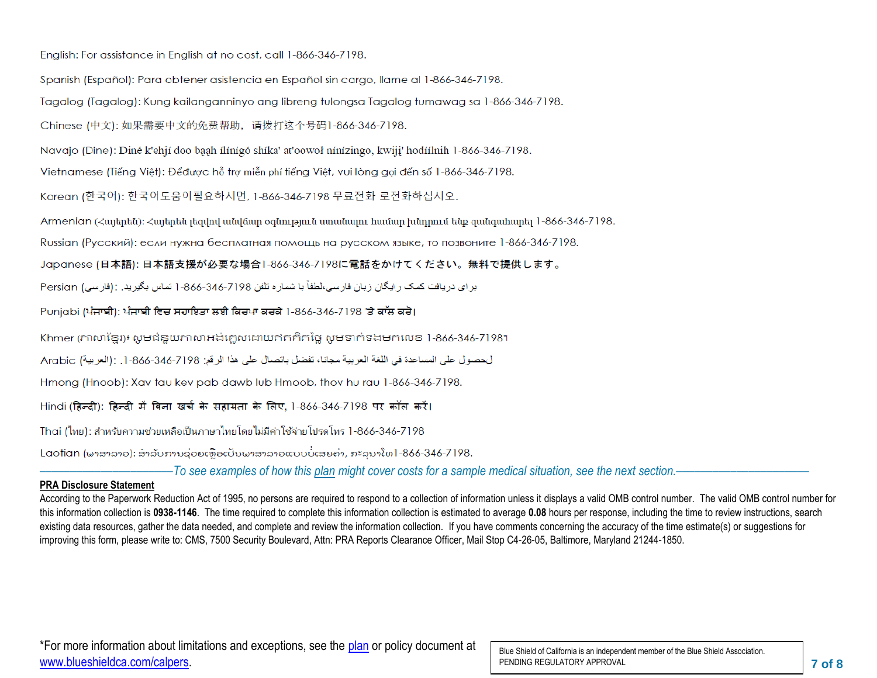English: For assistance in English at no cost, call 1-866-346-7198.

Spanish (Español): Para obtener asistencia en Español sin cargo, llame al 1-866-346-7198.

Tagalog (Tagalog): Kung kailanganninyo ang libreng tulongsa Tagalog tumawag sa 1-866-346-7198.

Chinese (中文): 如果需要中文的免费帮助，请拨打这个号码1-866-346-7198.

Navajo (Dine): Diné k'ehjí doo baah ílínígó shíka' at'oowoł nínízingo, kwiji' hodíílnih 1-866-346-7198.

Vietnamese (Tiếng Việt): Đểđược hỗ trợ miễn phí tiếng Việt, vui lòng gọi đến số 1-866-346-7198.

Korean (한국어): 한국어도움이필요하시면, 1-866-346-7198 무료전화 로전화하십시오.

Armenian (Հայերեն): Հայերեն լեզվով անվճար օգնություն ստանալու համար խնդրում ենք զանգահարել 1-866-346-7198.

Russian (Русский): если нужна бесплатная помощь на русском языке, то позвоните 1-866-346-7198.

Japanese (日本語): 日本語支援が必要な場合1-866-346-7198に電話をかけてください。無料で提供します。

Persian (فارسی): برای دریافت کمک رایگان زبان فارسی،لطفاً با شماره تلفن 1-866-346-7198 تماس بگیرید.

Punjabi (ਪੰਜਾਬੀ): ਪੰਜਾਬੀ ਵਿਚ ਸਹਾਇਤਾ ਲਈ ਕਿਰਪਾ ਕਰਕੇ 1-866-346-7198 'ਤੇ ਕਾੱਲ ਕਰੋ।

Khmer (ភាសាខ្មែរ)៖ សូមជំនួយភាសាអង់គ្លេសដោយឥតគិតថ្លៃ សូមទាក់ទងមកលេខ 1-866-346-7198។

Arabic (العربية): للحصول على المساعدة في اللغة العربية مجانا، تفضل بالاتصال على هذا الرقم: 1-866-346-7198.

Hmong (Hnoob): Xav tau kev pab dawb lub Hmoob, thov hu rau 1-866-346-7198.

Hindi (हिन्दी): हिन्दी में बिना खर्च के सहायता के लिए, 1-866-346-7198 पर कॉल करें।

Thai (ไทย): สำหรับความช่วยเหลือเป็นภาษาไทยโดยไม่มีค่าใช้จ่ายโปรดโทร 1-866-346-7198

Laotian (ພາສາລາວ): ສໍາລັບການຊ່ວຍເຫຼືອເປັນພາສາລາວແບບບໍ່ເສຍຄ່າ, ກະລຸນາໂທ 1-866-346-7198.

*———————————To see examples of how this plan might cover costs for a sample medical situation, see the next section.———————————*

**PRA Disclosure Statement**

According to the Paperwork Reduction Act of 1995, no persons are required to respond to a collection of information unless it displays a valid OMB control number. The valid OMB control number for this information collection is **0938-1146**. The time required to complete this information collection is estimated to average **0.08** hours per response, including the time to review instructions, search existing data resources, gather the data needed, and complete and review the information collection. If you have comments concerning the accuracy of the time estimate(s) or suggestions for improving this form, please write to: CMS, 7500 Security Boulevard, Attn: PRA Reports Clearance Officer, Mail Stop C4-26-05, Baltimore, Maryland 21244-1850.

*For more information about limitations and exceptions, see the plan or policy document at www.blueshieldca.com/calpers.

Blue Shield of California is an independent member of the Blue Shield Association.
PENDING REGULATORY APPROVAL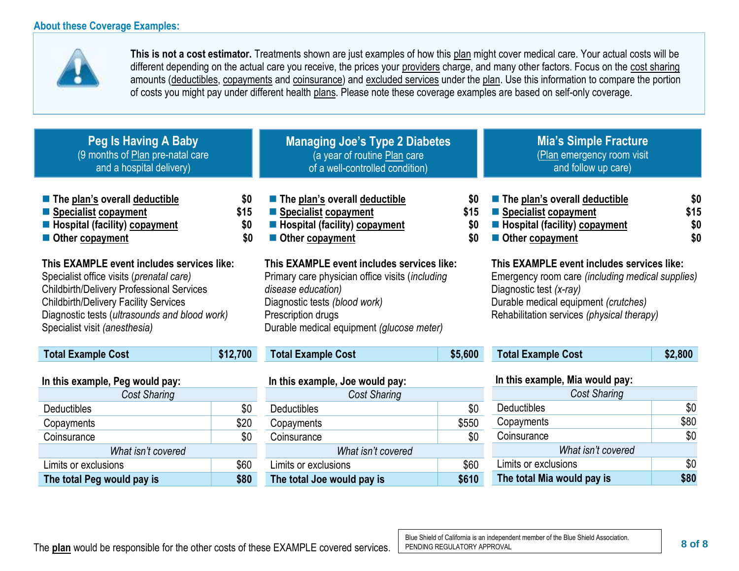## About these Coverage Examples:

**This is not a cost estimator.** Treatments shown are just examples of how this plan might cover medical care. Your actual costs will be different depending on the actual care you receive, the prices your providers charge, and many other factors. Focus on the cost sharing amounts (deductibles, copayments and coinsurance) and excluded services under the plan. Use this information to compare the portion of costs you might pay under different health plans. Please note these coverage examples are based on self-only coverage.

### Peg Is Having A Baby

(9 months of Plan pre-natal care and a hospital delivery)

- **The plan's overall deductible** $0
- **Specialist copayment** $15
- **Hospital (facility) copayment** $0
- **Other copayment** $0

**This EXAMPLE event includes services like:**

Specialist office visits (*prenatal care)*
Childbirth/Delivery Professional Services
Childbirth/Delivery Facility Services
Diagnostic tests (*ultrasounds and blood work)*
Specialist visit *(anesthesia)*

| **Total Example Cost** | **$12,700** |
|---|---|

**In this example, Peg would pay:**

| *Cost Sharing* | |
|---|---|
| Deductibles | $0 |
| Copayments | $20 |
| Coinsurance | $0 |
| *What isn't covered* | |
| Limits or exclusions | $60 |
| **The total Peg would pay is** | **$80** |

### Managing Joe's Type 2 Diabetes

(a year of routine Plan care of a well-controlled condition)

- **The plan's overall deductible** $0
- **Specialist copayment** $15
- **Hospital (facility) copayment** $0
- **Other copayment** $0

**This EXAMPLE event includes services like:**

Primary care physician office visits (*including disease education)*
Diagnostic tests *(blood work)*
Prescription drugs
Durable medical equipment *(glucose meter)*

| **Total Example Cost** | **$5,600** |
|---|---|

**In this example, Joe would pay:**

| *Cost Sharing* | |
|---|---|
| Deductibles | $0 |
| Copayments | $550 |
| Coinsurance | $0 |
| *What isn't covered* | |
| Limits or exclusions | $60 |
| **The total Joe would pay is** | **$610** |

### Mia's Simple Fracture

(Plan emergency room visit and follow up care)

- **The plan's overall deductible** $0
- **Specialist copayment** $15
- **Hospital (facility) copayment** $0
- **Other copayment** $0

**This EXAMPLE event includes services like:**

Emergency room care *(including medical supplies)*
Diagnostic test *(x-ray)*
Durable medical equipment *(crutches)*
Rehabilitation services *(physical therapy)*

| **Total Example Cost** | **$2,800** |
|---|---|

**In this example, Mia would pay:**

| *Cost Sharing* | |
|---|---|
| Deductibles | $0 |
| Copayments | $80 |
| Coinsurance | $0 |
| *What isn't covered* | |
| Limits or exclusions | $0 |
| **The total Mia would pay is** | **$80** |

The **plan** would be responsible for the other costs of these EXAMPLE covered services.

Blue Shield of California is an independent member of the Blue Shield Association.
PENDING REGULATORY APPROVAL